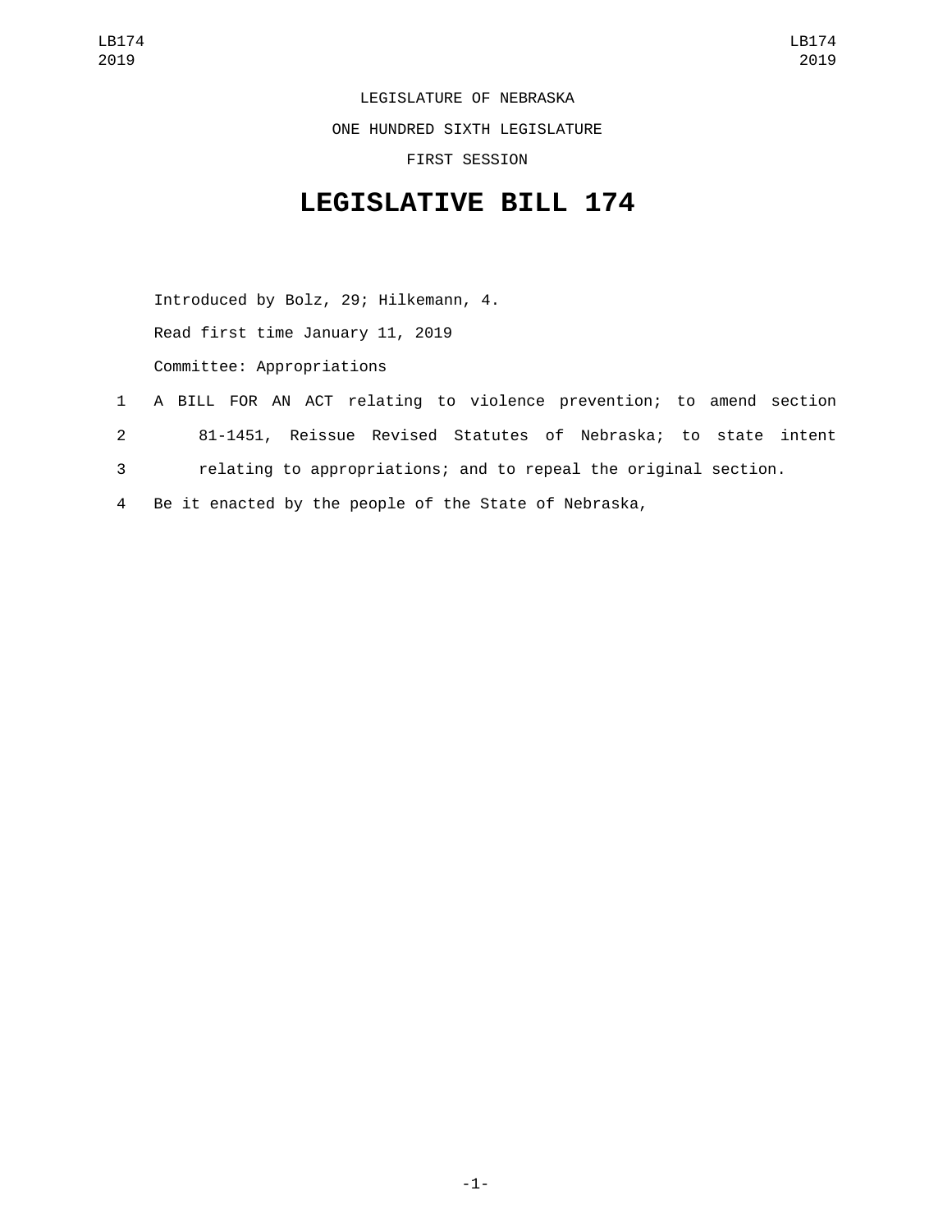LEGISLATURE OF NEBRASKA

ONE HUNDRED SIXTH LEGISLATURE

FIRST SESSION

# LEGISLATIVE BILL 174

Introduced by Bolz, 29; Hilkemann, 4.

Read first time January 11, 2019

Committee: Appropriations

1 A BILL FOR AN ACT relating to violence prevention; to amend section
2 81-1451, Reissue Revised Statutes of Nebraska; to state intent
3 relating to appropriations; and to repeal the original section.
4 Be it enacted by the people of the State of Nebraska,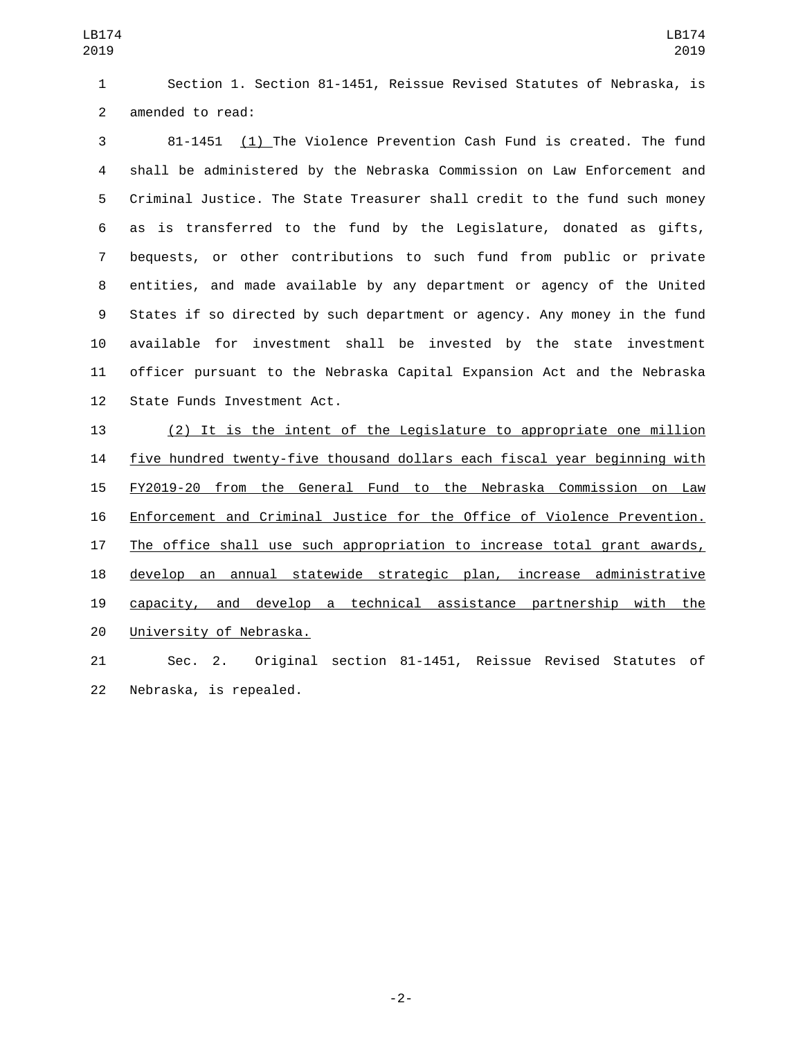Section 1. Section 81-1451, Reissue Revised Statutes of Nebraska, is amended to read:

81-1451 (1) The Violence Prevention Cash Fund is created. The fund shall be administered by the Nebraska Commission on Law Enforcement and Criminal Justice. The State Treasurer shall credit to the fund such money as is transferred to the fund by the Legislature, donated as gifts, bequests, or other contributions to such fund from public or private entities, and made available by any department or agency of the United States if so directed by such department or agency. Any money in the fund available for investment shall be invested by the state investment officer pursuant to the Nebraska Capital Expansion Act and the Nebraska State Funds Investment Act.

(2) It is the intent of the Legislature to appropriate one million five hundred twenty-five thousand dollars each fiscal year beginning with FY2019-20 from the General Fund to the Nebraska Commission on Law Enforcement and Criminal Justice for the Office of Violence Prevention. The office shall use such appropriation to increase total grant awards, develop an annual statewide strategic plan, increase administrative capacity, and develop a technical assistance partnership with the University of Nebraska.

Sec. 2. Original section 81-1451, Reissue Revised Statutes of Nebraska, is repealed.